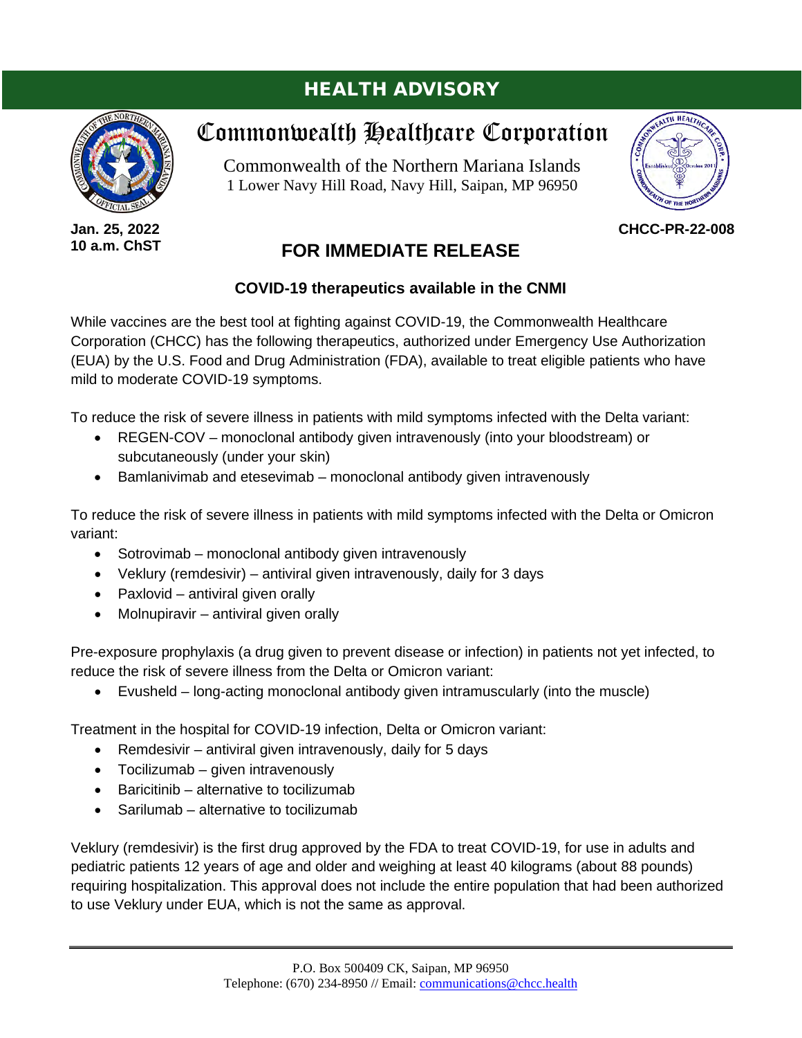# HEALTH ADVISORY

## Commonwealth Healthcare Corporation

Commonwealth of the Northern Mariana Islands
1 Lower Navy Hill Road, Navy Hill, Saipan, MP 96950

**Jan. 25, 2022**
**10 a.m. ChST**

**CHCC-PR-22-008**

## FOR IMMEDIATE RELEASE

### COVID-19 therapeutics available in the CNMI

While vaccines are the best tool at fighting against COVID-19, the Commonwealth Healthcare Corporation (CHCC) has the following therapeutics, authorized under Emergency Use Authorization (EUA) by the U.S. Food and Drug Administration (FDA), available to treat eligible patients who have mild to moderate COVID-19 symptoms.

To reduce the risk of severe illness in patients with mild symptoms infected with the Delta variant:

- REGEN-COV – monoclonal antibody given intravenously (into your bloodstream) or subcutaneously (under your skin)
- Bamlanivimab and etesevimab – monoclonal antibody given intravenously

To reduce the risk of severe illness in patients with mild symptoms infected with the Delta or Omicron variant:

- Sotrovimab – monoclonal antibody given intravenously
- Veklury (remdesivir) – antiviral given intravenously, daily for 3 days
- Paxlovid – antiviral given orally
- Molnupiravir – antiviral given orally

Pre-exposure prophylaxis (a drug given to prevent disease or infection) in patients not yet infected, to reduce the risk of severe illness from the Delta or Omicron variant:

- Evusheld – long-acting monoclonal antibody given intramuscularly (into the muscle)

Treatment in the hospital for COVID-19 infection, Delta or Omicron variant:

- Remdesivir – antiviral given intravenously, daily for 5 days
- Tocilizumab – given intravenously
- Baricitinib – alternative to tocilizumab
- Sarilumab – alternative to tocilizumab

Veklury (remdesivir) is the first drug approved by the FDA to treat COVID-19, for use in adults and pediatric patients 12 years of age and older and weighing at least 40 kilograms (about 88 pounds) requiring hospitalization. This approval does not include the entire population that had been authorized to use Veklury under EUA, which is not the same as approval.

P.O. Box 500409 CK, Saipan, MP 96950
Telephone: (670) 234-8950 // Email: communications@chcc.health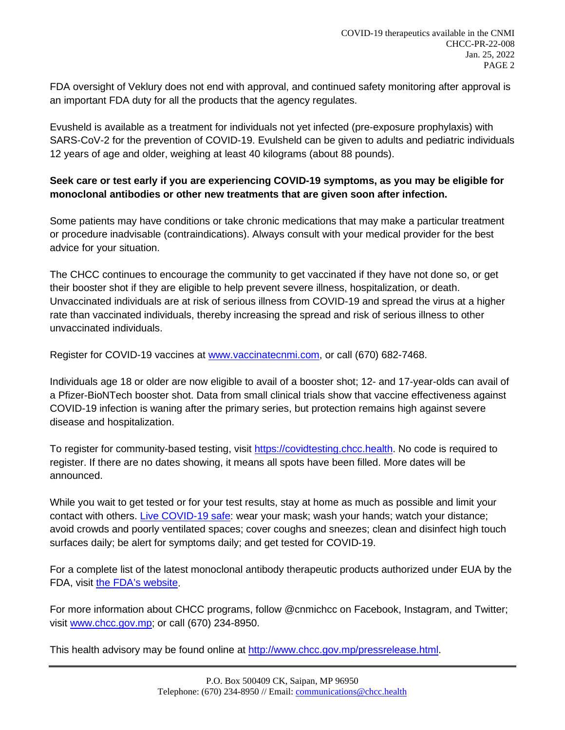FDA oversight of Veklury does not end with approval, and continued safety monitoring after approval is an important FDA duty for all the products that the agency regulates.

Evusheld is available as a treatment for individuals not yet infected (pre-exposure prophylaxis) with SARS-CoV-2 for the prevention of COVID-19. Evulsheld can be given to adults and pediatric individuals 12 years of age and older, weighing at least 40 kilograms (about 88 pounds).

**Seek care or test early if you are experiencing COVID-19 symptoms, as you may be eligible for monoclonal antibodies or other new treatments that are given soon after infection.**

Some patients may have conditions or take chronic medications that may make a particular treatment or procedure inadvisable (contraindications). Always consult with your medical provider for the best advice for your situation.

The CHCC continues to encourage the community to get vaccinated if they have not done so, or get their booster shot if they are eligible to help prevent severe illness, hospitalization, or death. Unvaccinated individuals are at risk of serious illness from COVID-19 and spread the virus at a higher rate than vaccinated individuals, thereby increasing the spread and risk of serious illness to other unvaccinated individuals.

Register for COVID-19 vaccines at [www.vaccinatecnmi.com](http://www.vaccinatecnmi.com), or call (670) 682-7468.

Individuals age 18 or older are now eligible to avail of a booster shot; 12- and 17-year-olds can avail of a Pfizer-BioNTech booster shot. Data from small clinical trials show that vaccine effectiveness against COVID-19 infection is waning after the primary series, but protection remains high against severe disease and hospitalization.

To register for community-based testing, visit [https://covidtesting.chcc.health](https://covidtesting.chcc.health). No code is required to register. If there are no dates showing, it means all spots have been filled. More dates will be announced.

While you wait to get tested or for your test results, stay at home as much as possible and limit your contact with others. Live COVID-19 safe: wear your mask; wash your hands; watch your distance; avoid crowds and poorly ventilated spaces; cover coughs and sneezes; clean and disinfect high touch surfaces daily; be alert for symptoms daily; and get tested for COVID-19.

For a complete list of the latest monoclonal antibody therapeutic products authorized under EUA by the FDA, visit the FDA's website.

For more information about CHCC programs, follow @cnmichcc on Facebook, Instagram, and Twitter; visit [www.chcc.gov.mp](http://www.chcc.gov.mp); or call (670) 234-8950.

This health advisory may be found online at [http://www.chcc.gov.mp/pressrelease.html](http://www.chcc.gov.mp/pressrelease.html).

---

P.O. Box 500409 CK, Saipan, MP 96950
Telephone: (670) 234-8950 // Email: communications@chcc.health